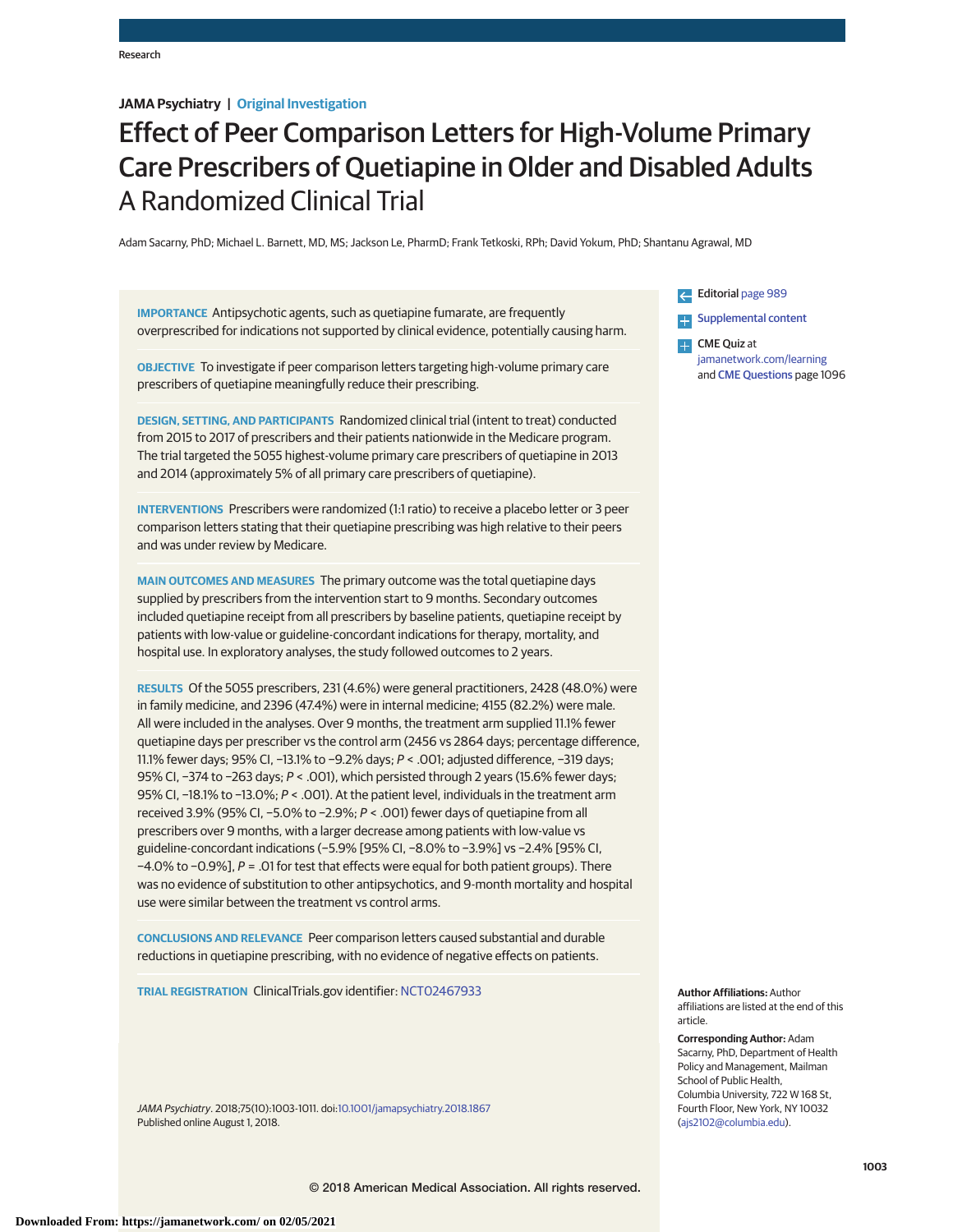JAMA Psychiatry | Original Investigation

# Effect of Peer Comparison Letters for High-Volume Primary Care Prescribers of Quetiapine in Older and Disabled Adults
## A Randomized Clinical Trial

Adam Sacarny, PhD; Michael L. Barnett, MD, MS; Jackson Le, PharmD; Frank Tetkoski, RPh; David Yokum, PhD; Shantanu Agrawal, MD

**IMPORTANCE** Antipsychotic agents, such as quetiapine fumarate, are frequently overprescribed for indications not supported by clinical evidence, potentially causing harm.

**OBJECTIVE** To investigate if peer comparison letters targeting high-volume primary care prescribers of quetiapine meaningfully reduce their prescribing.

**DESIGN, SETTING, AND PARTICIPANTS** Randomized clinical trial (intent to treat) conducted from 2015 to 2017 of prescribers and their patients nationwide in the Medicare program. The trial targeted the 5055 highest-volume primary care prescribers of quetiapine in 2013 and 2014 (approximately 5% of all primary care prescribers of quetiapine).

**INTERVENTIONS** Prescribers were randomized (1:1 ratio) to receive a placebo letter or 3 peer comparison letters stating that their quetiapine prescribing was high relative to their peers and was under review by Medicare.

**MAIN OUTCOMES AND MEASURES** The primary outcome was the total quetiapine days supplied by prescribers from the intervention start to 9 months. Secondary outcomes included quetiapine receipt from all prescribers by baseline patients, quetiapine receipt by patients with low-value or guideline-concordant indications for therapy, mortality, and hospital use. In exploratory analyses, the study followed outcomes to 2 years.

**RESULTS** Of the 5055 prescribers, 231 (4.6%) were general practitioners, 2428 (48.0%) were in family medicine, and 2396 (47.4%) were in internal medicine; 4155 (82.2%) were male. All were included in the analyses. Over 9 months, the treatment arm supplied 11.1% fewer quetiapine days per prescriber vs the control arm (2456 vs 2864 days; percentage difference, 11.1% fewer days; 95% CI, −13.1% to −9.2% days; $P < .001$; adjusted difference, −319 days; 95% CI, −374 to −263 days; $P < .001$), which persisted through 2 years (15.6% fewer days; 95% CI, −18.1% to −13.0%; $P < .001$). At the patient level, individuals in the treatment arm received 3.9% (95% CI, −5.0% to −2.9%; $P < .001$) fewer days of quetiapine from all prescribers over 9 months, with a larger decrease among patients with low-value vs guideline-concordant indications (−5.9% [95% CI, −8.0% to −3.9%] vs −2.4% [95% CI, −4.0% to −0.9%], $P = .01$ for test that effects were equal for both patient groups). There was no evidence of substitution to other antipsychotics, and 9-month mortality and hospital use were similar between the treatment vs control arms.

**CONCLUSIONS AND RELEVANCE** Peer comparison letters caused substantial and durable reductions in quetiapine prescribing, with no evidence of negative effects on patients.

**TRIAL REGISTRATION** ClinicalTrials.gov identifier: NCT02467933

*JAMA Psychiatry*. 2018;75(10):1003-1011. doi:10.1001/jamapsychiatry.2018.1867
Published online August 1, 2018.

Editorial page 989

Supplemental content

CME Quiz at jamanetwork.com/learning and CME Questions page 1096

**Author Affiliations:** Author affiliations are listed at the end of this article.

**Corresponding Author:** Adam Sacarny, PhD, Department of Health Policy and Management, Mailman School of Public Health, Columbia University, 722 W 168 St, Fourth Floor, New York, NY 10032 (ajs2102@columbia.edu).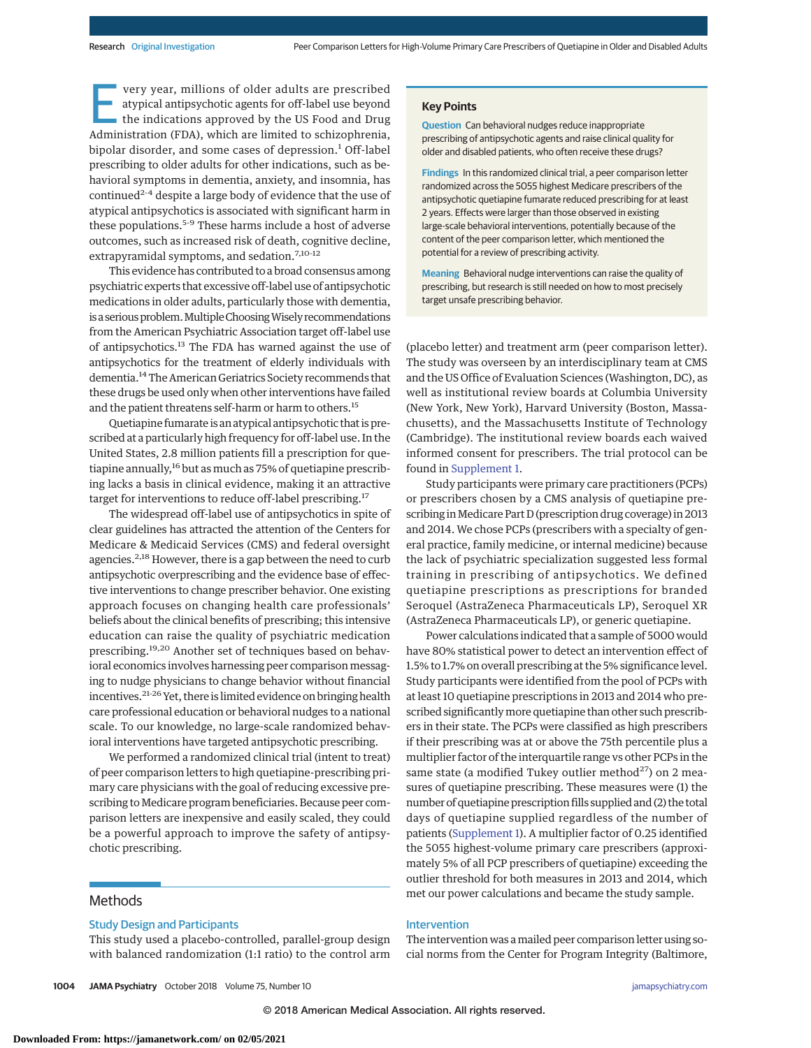Every year, millions of older adults are prescribed atypical antipsychotic agents for off-label use beyond the indications approved by the US Food and Drug Administration (FDA), which are limited to schizophrenia, bipolar disorder, and some cases of depression.[1] Off-label prescribing to older adults for other indications, such as behavioral symptoms in dementia, anxiety, and insomnia, has continued[2-4] despite a large body of evidence that the use of atypical antipsychotics is associated with significant harm in these populations.[5-9] These harms include a host of adverse outcomes, such as increased risk of death, cognitive decline, extrapyramidal symptoms, and sedation.[7,10-12]

This evidence has contributed to a broad consensus among psychiatric experts that excessive off-label use of antipsychotic medications in older adults, particularly those with dementia, is a serious problem. Multiple Choosing Wisely recommendations from the American Psychiatric Association target off-label use of antipsychotics.[13] The FDA has warned against the use of antipsychotics for the treatment of elderly individuals with dementia.[14] The American Geriatrics Society recommends that these drugs be used only when other interventions have failed and the patient threatens self-harm or harm to others.[15]

Quetiapine fumarate is an atypical antipsychotic that is prescribed at a particularly high frequency for off-label use. In the United States, 2.8 million patients fill a prescription for quetiapine annually,[16] but as much as 75% of quetiapine prescribing lacks a basis in clinical evidence, making it an attractive target for interventions to reduce off-label prescribing.[17]

The widespread off-label use of antipsychotics in spite of clear guidelines has attracted the attention of the Centers for Medicare & Medicaid Services (CMS) and federal oversight agencies.[2,18] However, there is a gap between the need to curb antipsychotic overprescribing and the evidence base of effective interventions to change prescriber behavior. One existing approach focuses on changing health care professionals' beliefs about the clinical benefits of prescribing; this intensive education can raise the quality of psychiatric medication prescribing.[19,20] Another set of techniques based on behavioral economics involves harnessing peer comparison messaging to nudge physicians to change behavior without financial incentives.[21-26] Yet, there is limited evidence on bringing health care professional education or behavioral nudges to a national scale. To our knowledge, no large-scale randomized behavioral interventions have targeted antipsychotic prescribing.

We performed a randomized clinical trial (intent to treat) of peer comparison letters to high quetiapine-prescribing primary care physicians with the goal of reducing excessive prescribing to Medicare program beneficiaries. Because peer comparison letters are inexpensive and easily scaled, they could be a powerful approach to improve the safety of antipsychotic prescribing.

## Key Points

**Question** Can behavioral nudges reduce inappropriate prescribing of antipsychotic agents and raise clinical quality for older and disabled patients, who often receive these drugs?

**Findings** In this randomized clinical trial, a peer comparison letter randomized across the 5055 highest Medicare prescribers of the antipsychotic quetiapine fumarate reduced prescribing for at least 2 years. Effects were larger than those observed in existing large-scale behavioral interventions, potentially because of the content of the peer comparison letter, which mentioned the potential for a review of prescribing activity.

**Meaning** Behavioral nudge interventions can raise the quality of prescribing, but research is still needed on how to most precisely target unsafe prescribing behavior.

## Methods

### Study Design and Participants

This study used a placebo-controlled, parallel-group design with balanced randomization (1:1 ratio) to the control arm (placebo letter) and treatment arm (peer comparison letter). The study was overseen by an interdisciplinary team at CMS and the US Office of Evaluation Sciences (Washington, DC), as well as institutional review boards at Columbia University (New York, New York), Harvard University (Boston, Massachusetts), and the Massachusetts Institute of Technology (Cambridge). The institutional review boards each waived informed consent for prescribers. The trial protocol can be found in Supplement 1.

Study participants were primary care practitioners (PCPs) or prescribers chosen by a CMS analysis of quetiapine prescribing in Medicare Part D (prescription drug coverage) in 2013 and 2014. We chose PCPs (prescribers with a specialty of general practice, family medicine, or internal medicine) because the lack of psychiatric specialization suggested less formal training in prescribing of antipsychotics. We defined quetiapine prescriptions as prescriptions for branded Seroquel (AstraZeneca Pharmaceuticals LP), Seroquel XR (AstraZeneca Pharmaceuticals LP), or generic quetiapine.

Power calculations indicated that a sample of 5000 would have 80% statistical power to detect an intervention effect of 1.5% to 1.7% on overall prescribing at the 5% significance level. Study participants were identified from the pool of PCPs with at least 10 quetiapine prescriptions in 2013 and 2014 who prescribed significantly more quetiapine than other such prescribers in their state. The PCPs were classified as high prescribers if their prescribing was at or above the 75th percentile plus a multiplier factor of the interquartile range vs other PCPs in the same state (a modified Tukey outlier method[27]) on 2 measures of quetiapine prescribing. These measures were (1) the number of quetiapine prescription fills supplied and (2) the total days of quetiapine supplied regardless of the number of patients (Supplement 1). A multiplier factor of 0.25 identified the 5055 highest-volume primary care prescribers (approximately 5% of all PCP prescribers of quetiapine) exceeding the outlier threshold for both measures in 2013 and 2014, which met our power calculations and became the study sample.

### Intervention

The intervention was a mailed peer comparison letter using social norms from the Center for Program Integrity (Baltimore,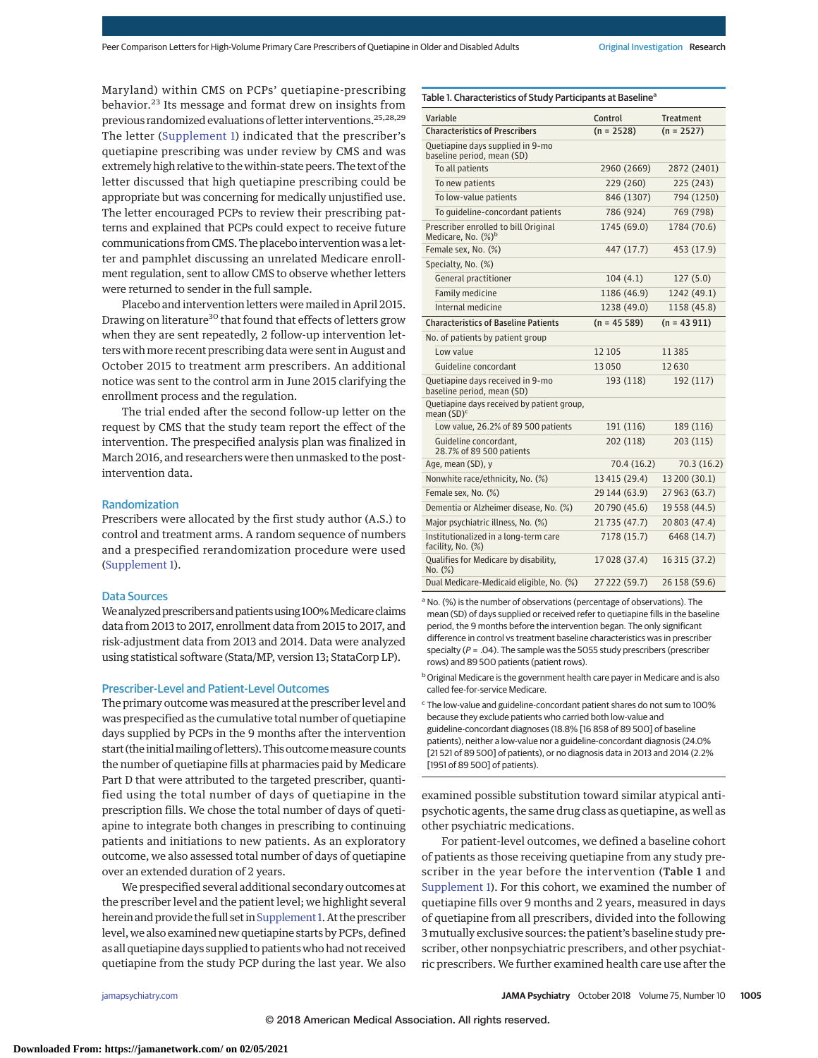Maryland) within CMS on PCPs' quetiapine-prescribing behavior.[23] Its message and format drew on insights from previous randomized evaluations of letter interventions.[25,28,29] The letter (Supplement 1) indicated that the prescriber's quetiapine prescribing was under review by CMS and was extremely high relative to the within-state peers. The text of the letter discussed that high quetiapine prescribing could be appropriate but was concerning for medically unjustified use. The letter encouraged PCPs to review their prescribing patterns and explained that PCPs could expect to receive future communications from CMS. The placebo intervention was a letter and pamphlet discussing an unrelated Medicare enrollment regulation, sent to allow CMS to observe whether letters were returned to sender in the full sample.

Placebo and intervention letters were mailed in April 2015. Drawing on literature[30] that found that effects of letters grow when they are sent repeatedly, 2 follow-up intervention letters with more recent prescribing data were sent in August and October 2015 to treatment arm prescribers. An additional notice was sent to the control arm in June 2015 clarifying the enrollment process and the regulation.

The trial ended after the second follow-up letter on the request by CMS that the study team report the effect of the intervention. The prespecified analysis plan was finalized in March 2016, and researchers were then unmasked to the post-intervention data.

## Randomization

Prescribers were allocated by the first study author (A.S.) to control and treatment arms. A random sequence of numbers and a prespecified rerandomization procedure were used (Supplement 1).

## Data Sources

We analyzed prescribers and patients using 100% Medicare claims data from 2013 to 2017, enrollment data from 2015 to 2017, and risk-adjustment data from 2013 and 2014. Data were analyzed using statistical software (Stata/MP, version 13; StataCorp LP).

## Prescriber-Level and Patient-Level Outcomes

The primary outcome was measured at the prescriber level and was prespecified as the cumulative total number of quetiapine days supplied by PCPs in the 9 months after the intervention start (the initial mailing of letters). This outcome measure counts the number of quetiapine fills at pharmacies paid by Medicare Part D that were attributed to the targeted prescriber, quantified using the total number of days of quetiapine in the prescription fills. We chose the total number of days of quetiapine to integrate both changes in prescribing to continuing patients and initiations to new patients. As an exploratory outcome, we also assessed total number of days of quetiapine over an extended duration of 2 years.

We prespecified several additional secondary outcomes at the prescriber level and the patient level; we highlight several herein and provide the full set in Supplement 1. At the prescriber level, we also examined new quetiapine starts by PCPs, defined as all quetiapine days supplied to patients who had not received quetiapine from the study PCP during the last year. We also examined possible substitution toward similar atypical antipsychotic agents, the same drug class as quetiapine, as well as other psychiatric medications.

For patient-level outcomes, we defined a baseline cohort of patients as those receiving quetiapine from any study prescriber in the year before the intervention (**Table 1** and Supplement 1). For this cohort, we examined the number of quetiapine fills over 9 months and 2 years, measured in days of quetiapine from all prescribers, divided into the following 3 mutually exclusive sources: the patient's baseline study prescriber, other nonpsychiatric prescribers, and other psychiatric prescribers. We further examined health care use after the

**Table 1. Characteristics of Study Participants at Baseline**[a]

| Variable | Control | Treatment |
|---|---|---|
| **Characteristics of Prescribers** | **(n = 2528)** | **(n = 2527)** |
| Quetiapine days supplied in 9-mo baseline period, mean (SD) | | |
| To all patients | 2960 (2669) | 2872 (2401) |
| To new patients | 229 (260) | 225 (243) |
| To low-value patients | 846 (1307) | 794 (1250) |
| To guideline-concordant patients | 786 (924) | 769 (798) |
| Prescriber enrolled to bill Original Medicare, No. (%)[b] | 1745 (69.0) | 1784 (70.6) |
| Female sex, No. (%) | 447 (17.7) | 453 (17.9) |
| Specialty, No. (%) | | |
| General practitioner | 104 (4.1) | 127 (5.0) |
| Family medicine | 1186 (46.9) | 1242 (49.1) |
| Internal medicine | 1238 (49.0) | 1158 (45.8) |
| **Characteristics of Baseline Patients** | **(n = 45 589)** | **(n = 43 911)** |
| No. of patients by patient group | | |
| Low value | 12 105 | 11 385 |
| Guideline concordant | 13 050 | 12 630 |
| Quetiapine days received in 9-mo baseline period, mean (SD) | 193 (118) | 192 (117) |
| Quetiapine days received by patient group, mean (SD)[c] | | |
| Low value, 26.2% of 89 500 patients | 191 (116) | 189 (116) |
| Guideline concordant, 28.7% of 89 500 patients | 202 (118) | 203 (115) |
| Age, mean (SD), y | 70.4 (16.2) | 70.3 (16.2) |
| Nonwhite race/ethnicity, No. (%) | 13 415 (29.4) | 13 200 (30.1) |
| Female sex, No. (%) | 29 144 (63.9) | 27 963 (63.7) |
| Dementia or Alzheimer disease, No. (%) | 20 790 (45.6) | 19 558 (44.5) |
| Major psychiatric illness, No. (%) | 21 735 (47.7) | 20 803 (47.4) |
| Institutionalized in a long-term care facility, No. (%) | 7178 (15.7) | 6468 (14.7) |
| Qualifies for Medicare by disability, No. (%) | 17 028 (37.4) | 16 315 (37.2) |
| Dual Medicare-Medicaid eligible, No. (%) | 27 222 (59.7) | 26 158 (59.6) |

[a] No. (%) is the number of observations (percentage of observations). The mean (SD) of days supplied or received refer to quetiapine fills in the baseline period, the 9 months before the intervention began. The only significant difference in control vs treatment baseline characteristics was in prescriber specialty ($P = .04$). The sample was the 5055 study prescribers (prescriber rows) and 89 500 patients (patient rows).

[b] Original Medicare is the government health care payer in Medicare and is also called fee-for-service Medicare.

[c] The low-value and guideline-concordant patient shares do not sum to 100% because they exclude patients who carried both low-value and guideline-concordant diagnoses (18.8% [16 858 of 89 500] of baseline patients), neither a low-value nor a guideline-concordant diagnosis (24.0% [21 521 of 89 500] of patients), or no diagnosis data in 2013 and 2014 (2.2% [1951 of 89 500] of patients).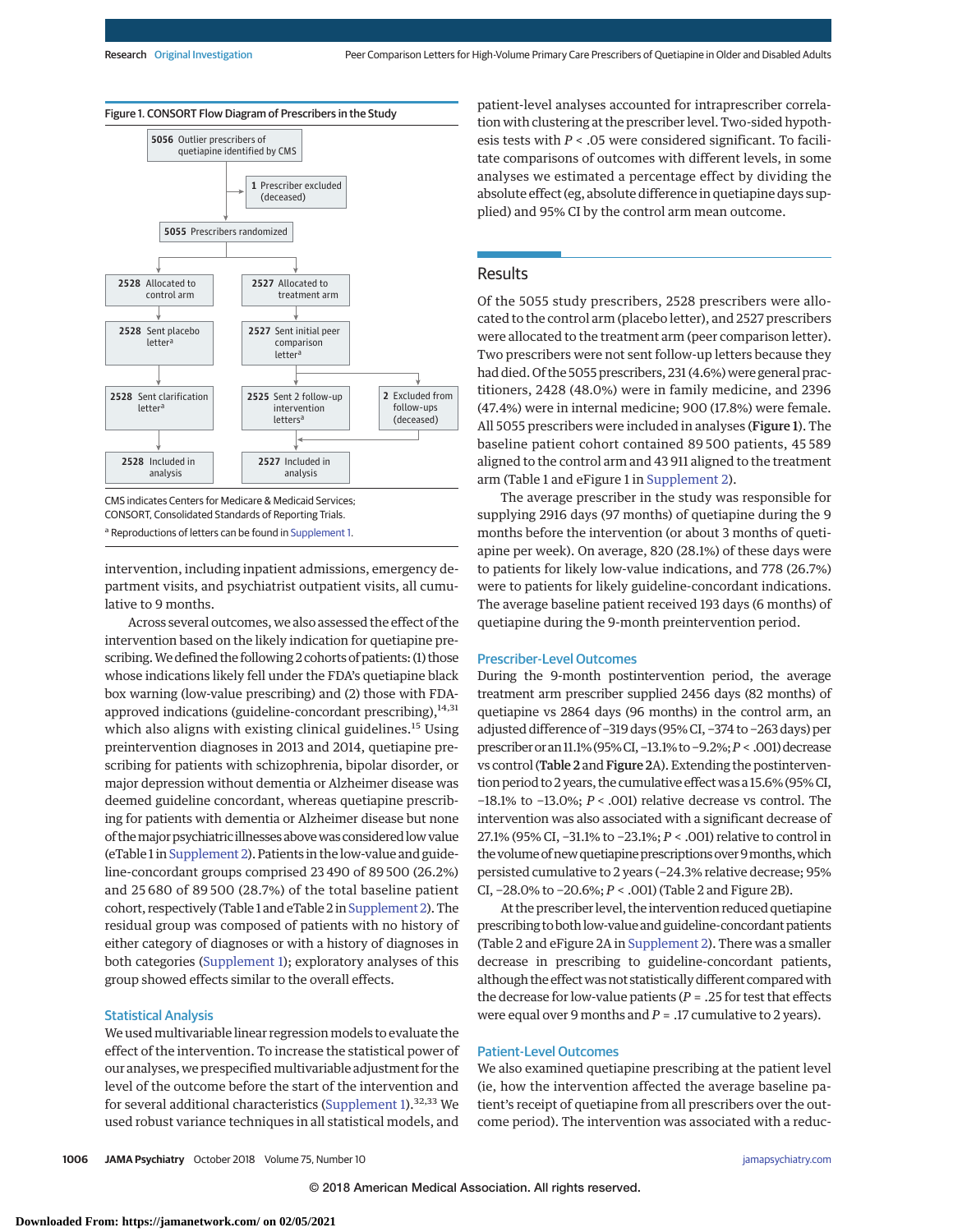Figure 1. CONSORT Flow Diagram of Prescribers in the Study

- 5056 Outlier prescribers of quetiapine identified by CMS
  - 1 Prescriber excluded (deceased)
- 5055 Prescribers randomized
  - 2528 Allocated to control arm
    - 2528 Sent placebo letter[a]
    - 2528 Sent clarification letter[a]
    - 2528 Included in analysis
  - 2527 Allocated to treatment arm
    - 2527 Sent initial peer comparison letter[a]
    - 2525 Sent 2 follow-up intervention letters[a]
      - 2 Excluded from follow-ups (deceased)
    - 2527 Included in analysis

CMS indicates Centers for Medicare & Medicaid Services; CONSORT, Consolidated Standards of Reporting Trials.

[a] Reproductions of letters can be found in Supplement 1.

intervention, including inpatient admissions, emergency department visits, and psychiatrist outpatient visits, all cumulative to 9 months.

Across several outcomes, we also assessed the effect of the intervention based on the likely indication for quetiapine prescribing. We defined the following 2 cohorts of patients: (1) those whose indications likely fell under the FDA's quetiapine black box warning (low-value prescribing) and (2) those with FDA-approved indications (guideline-concordant prescribing),[14,31] which also aligns with existing clinical guidelines.[15] Using preintervention diagnoses in 2013 and 2014, quetiapine prescribing for patients with schizophrenia, bipolar disorder, or major depression without dementia or Alzheimer disease was deemed guideline concordant, whereas quetiapine prescribing for patients with dementia or Alzheimer disease but none of the major psychiatric illnesses above was considered low value (eTable 1 in Supplement 2). Patients in the low-value and guideline-concordant groups comprised 23 490 of 89 500 (26.2%) and 25 680 of 89 500 (28.7%) of the total baseline patient cohort, respectively (Table 1 and eTable 2 in Supplement 2). The residual group was composed of patients with no history of either category of diagnoses or with a history of diagnoses in both categories (Supplement 1); exploratory analyses of this group showed effects similar to the overall effects.

## Statistical Analysis

We used multivariable linear regression models to evaluate the effect of the intervention. To increase the statistical power of our analyses, we prespecified multivariable adjustment for the level of the outcome before the start of the intervention and for several additional characteristics (Supplement 1).[32,33] We used robust variance techniques in all statistical models, and patient-level analyses accounted for intraprescriber correlation with clustering at the prescriber level. Two-sided hypothesis tests with $P < .05$ were considered significant. To facilitate comparisons of outcomes with different levels, in some analyses we estimated a percentage effect by dividing the absolute effect (eg, absolute difference in quetiapine days supplied) and 95% CI by the control arm mean outcome.

# Results

Of the 5055 study prescribers, 2528 prescribers were allocated to the control arm (placebo letter), and 2527 prescribers were allocated to the treatment arm (peer comparison letter). Two prescribers were not sent follow-up letters because they had died. Of the 5055 prescribers, 231 (4.6%) were general practitioners, 2428 (48.0%) were in family medicine, and 2396 (47.4%) were in internal medicine; 900 (17.8%) were female. All 5055 prescribers were included in analyses (**Figure 1**). The baseline patient cohort contained 89 500 patients, 45 589 aligned to the control arm and 43 911 aligned to the treatment arm (Table 1 and eFigure 1 in Supplement 2).

The average prescriber in the study was responsible for supplying 2916 days (97 months) of quetiapine during the 9 months before the intervention (or about 3 months of quetiapine per week). On average, 820 (28.1%) of these days were to patients for likely low-value indications, and 778 (26.7%) were to patients for likely guideline-concordant indications. The average baseline patient received 193 days (6 months) of quetiapine during the 9-month preintervention period.

## Prescriber-Level Outcomes

During the 9-month postintervention period, the average treatment arm prescriber supplied 2456 days (82 months) of quetiapine vs 2864 days (96 months) in the control arm, an adjusted difference of −319 days (95% CI, −374 to −263 days) per prescriber or an 11.1% (95% CI, −13.1% to −9.2%; $P < .001$) decrease vs control (**Table 2** and **Figure 2**A). Extending the postintervention period to 2 years, the cumulative effect was a 15.6% (95% CI, −18.1% to −13.0%; $P < .001$) relative decrease vs control. The intervention was also associated with a significant decrease of 27.1% (95% CI, −31.1% to −23.1%; $P < .001$) relative to control in the volume of new quetiapine prescriptions over 9 months, which persisted cumulative to 2 years (−24.3% relative decrease; 95% CI, −28.0% to −20.6%; $P < .001$) (Table 2 and Figure 2B).

At the prescriber level, the intervention reduced quetiapine prescribing to both low-value and guideline-concordant patients (Table 2 and eFigure 2A in Supplement 2). There was a smaller decrease in prescribing to guideline-concordant patients, although the effect was not statistically different compared with the decrease for low-value patients ($P = .25$ for test that effects were equal over 9 months and $P = .17$ cumulative to 2 years).

## Patient-Level Outcomes

We also examined quetiapine prescribing at the patient level (ie, how the intervention affected the average baseline patient's receipt of quetiapine from all prescribers over the outcome period). The intervention was associated with a reduc-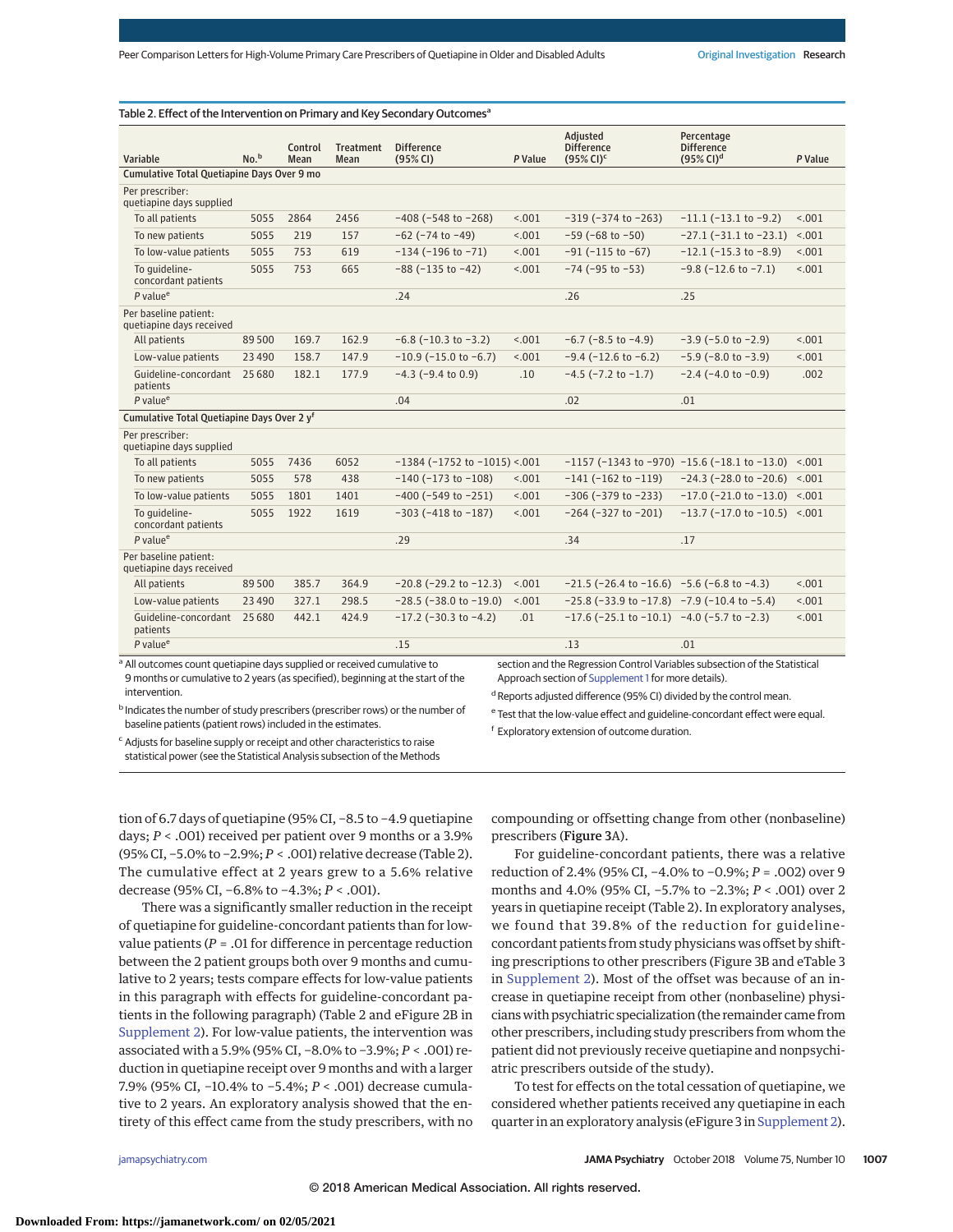Table 2. Effect of the Intervention on Primary and Key Secondary Outcomes[a]

| Variable | No.[b] | Control Mean | Treatment Mean | Difference (95% CI) | P Value | Adjusted Difference (95% CI)[c] | Percentage Difference (95% CI)[d] | P Value |
|---|---|---|---|---|---|---|---|---|
| **Cumulative Total Quetiapine Days Over 9 mo** | | | | | | | | |
| Per prescriber: quetiapine days supplied | | | | | | | | |
| To all patients | 5055 | 2864 | 2456 | −408 (−548 to −268) | <.001 | −319 (−374 to −263) | −11.1 (−13.1 to −9.2) | <.001 |
| To new patients | 5055 | 219 | 157 | −62 (−74 to −49) | <.001 | −59 (−68 to −50) | −27.1 (−31.1 to −23.1) | <.001 |
| To low-value patients | 5055 | 753 | 619 | −134 (−196 to −71) | <.001 | −91 (−115 to −67) | −12.1 (−15.3 to −8.9) | <.001 |
| To guideline-concordant patients | 5055 | 753 | 665 | −88 (−135 to −42) | <.001 | −74 (−95 to −53) | −9.8 (−12.6 to −7.1) | <.001 |
| *P* value[e] | | | | .24 | | .26 | .25 | |
| Per baseline patient: quetiapine days received | | | | | | | | |
| All patients | 89 500 | 169.7 | 162.9 | −6.8 (−10.3 to −3.2) | <.001 | −6.7 (−8.5 to −4.9) | −3.9 (−5.0 to −2.9) | <.001 |
| Low-value patients | 23 490 | 158.7 | 147.9 | −10.9 (−15.0 to −6.7) | <.001 | −9.4 (−12.6 to −6.2) | −5.9 (−8.0 to −3.9) | <.001 |
| Guideline-concordant patients | 25 680 | 182.1 | 177.9 | −4.3 (−9.4 to 0.9) | .10 | −4.5 (−7.2 to −1.7) | −2.4 (−4.0 to −0.9) | .002 |
| *P* value[e] | | | | .04 | | .02 | .01 | |
| **Cumulative Total Quetiapine Days Over 2 y[f]** | | | | | | | | |
| Per prescriber: quetiapine days supplied | | | | | | | | |
| To all patients | 5055 | 7436 | 6052 | −1384 (−1752 to −1015) | <.001 | −1157 (−1343 to −970) | −15.6 (−18.1 to −13.0) | <.001 |
| To new patients | 5055 | 578 | 438 | −140 (−173 to −108) | <.001 | −141 (−162 to −119) | −24.3 (−28.0 to −20.6) | <.001 |
| To low-value patients | 5055 | 1801 | 1401 | −400 (−549 to −251) | <.001 | −306 (−379 to −233) | −17.0 (−21.0 to −13.0) | <.001 |
| To guideline-concordant patients | 5055 | 1922 | 1619 | −303 (−418 to −187) | <.001 | −264 (−327 to −201) | −13.7 (−17.0 to −10.5) | <.001 |
| *P* value[e] | | | | .29 | | .34 | .17 | |
| Per baseline patient: quetiapine days received | | | | | | | | |
| All patients | 89 500 | 385.7 | 364.9 | −20.8 (−29.2 to −12.3) | <.001 | −21.5 (−26.4 to −16.6) | −5.6 (−6.8 to −4.3) | <.001 |
| Low-value patients | 23 490 | 327.1 | 298.5 | −28.5 (−38.0 to −19.0) | <.001 | −25.8 (−33.9 to −17.8) | −7.9 (−10.4 to −5.4) | <.001 |
| Guideline-concordant patients | 25 680 | 442.1 | 424.9 | −17.2 (−30.3 to −4.2) | .01 | −17.6 (−25.1 to −10.1) | −4.0 (−5.7 to −2.3) | <.001 |
| *P* value[e] | | | | .15 | | .13 | .01 | |

[a] All outcomes count quetiapine days supplied or received cumulative to 9 months or cumulative to 2 years (as specified), beginning at the start of the intervention.

[b] Indicates the number of study prescribers (prescriber rows) or the number of baseline patients (patient rows) included in the estimates.

[c] Adjusts for baseline supply or receipt and other characteristics to raise statistical power (see the Statistical Analysis subsection of the Methods section and the Regression Control Variables subsection of the Statistical Approach section of Supplement 1 for more details).

[d] Reports adjusted difference (95% CI) divided by the control mean.

[e] Test that the low-value effect and guideline-concordant effect were equal.

[f] Exploratory extension of outcome duration.

tion of 6.7 days of quetiapine (95% CI, −8.5 to −4.9 quetiapine days; $P < .001$) received per patient over 9 months or a 3.9% (95% CI, −5.0% to −2.9%; $P < .001$) relative decrease (Table 2). The cumulative effect at 2 years grew to a 5.6% relative decrease (95% CI, −6.8% to −4.3%; $P < .001$).

There was a significantly smaller reduction in the receipt of quetiapine for guideline-concordant patients than for low-value patients ($P = .01$ for difference in percentage reduction between the 2 patient groups both over 9 months and cumulative to 2 years; tests compare effects for low-value patients in this paragraph with effects for guideline-concordant patients in the following paragraph) (Table 2 and eFigure 2B in Supplement 2). For low-value patients, the intervention was associated with a 5.9% (95% CI, −8.0% to −3.9%; $P < .001$) reduction in quetiapine receipt over 9 months and with a larger 7.9% (95% CI, −10.4% to −5.4%; $P < .001$) decrease cumulative to 2 years. An exploratory analysis showed that the entirety of this effect came from the study prescribers, with no compounding or offsetting change from other (nonbaseline) prescribers (Figure 3A).

For guideline-concordant patients, there was a relative reduction of 2.4% (95% CI, −4.0% to −0.9%; $P = .002$) over 9 months and 4.0% (95% CI, −5.7% to −2.3%; $P < .001$) over 2 years in quetiapine receipt (Table 2). In exploratory analyses, we found that 39.8% of the reduction for guideline-concordant patients from study physicians was offset by shifting prescriptions to other prescribers (Figure 3B and eTable 3 in Supplement 2). Most of the offset was because of an increase in quetiapine receipt from other (nonbaseline) physicians with psychiatric specialization (the remainder came from other prescribers, including study prescribers from whom the patient did not previously receive quetiapine and nonpsychiatric prescribers outside of the study).

To test for effects on the total cessation of quetiapine, we considered whether patients received any quetiapine in each quarter in an exploratory analysis (eFigure 3 in Supplement 2).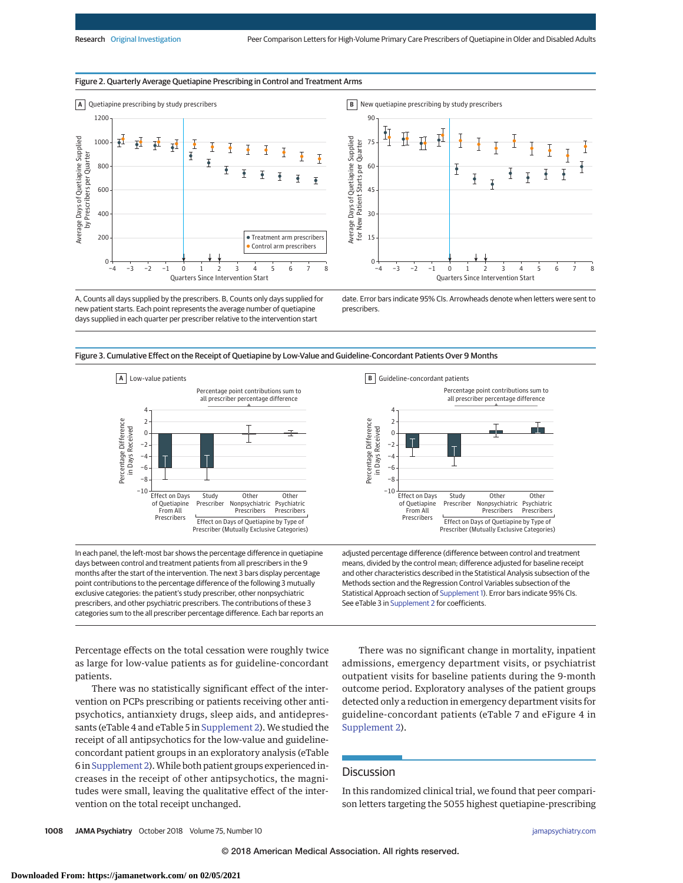**Figure 2. Quarterly Average Quetiapine Prescribing in Control and Treatment Arms**

A, Counts all days supplied by the prescribers. B, Counts only days supplied for new patient starts. Each point represents the average number of quetiapine days supplied in each quarter per prescriber relative to the intervention start date. Error bars indicate 95% CIs. Arrowheads denote when letters were sent to prescribers.

**Figure 3. Cumulative Effect on the Receipt of Quetiapine by Low-Value and Guideline-Concordant Patients Over 9 Months**

In each panel, the left-most bar shows the percentage difference in quetiapine days between control and treatment patients from all prescribers in the 9 months after the start of the intervention. The next 3 bars display percentage point contributions to the percentage difference of the following 3 mutually exclusive categories: the patient's study prescriber, other nonpsychiatric prescribers, and other psychiatric prescribers. The contributions of these 3 categories sum to the all prescriber percentage difference. Each bar reports an adjusted percentage difference (difference between control and treatment means, divided by the control mean; difference adjusted for baseline receipt and other characteristics described in the Statistical Analysis subsection of the Methods section and the Regression Control Variables subsection of the Statistical Approach section of Supplement 1). Error bars indicate 95% CIs. See eTable 3 in Supplement 2 for coefficients.

Percentage effects on the total cessation were roughly twice as large for low-value patients as for guideline-concordant patients.

There was no statistically significant effect of the intervention on PCPs prescribing or patients receiving other antipsychotics, antianxiety drugs, sleep aids, and antidepressants (eTable 4 and eTable 5 in Supplement 2). We studied the receipt of all antipsychotics for the low-value and guideline-concordant patient groups in an exploratory analysis (eTable 6 in Supplement 2). While both patient groups experienced increases in the receipt of other antipsychotics, the magnitudes were small, leaving the qualitative effect of the intervention on the total receipt unchanged.

There was no significant change in mortality, inpatient admissions, emergency department visits, or psychiatrist outpatient visits for baseline patients during the 9-month outcome period. Exploratory analyses of the patient groups detected only a reduction in emergency department visits for guideline-concordant patients (eTable 7 and eFigure 4 in Supplement 2).

## Discussion

In this randomized clinical trial, we found that peer comparison letters targeting the 5055 highest quetiapine-prescribing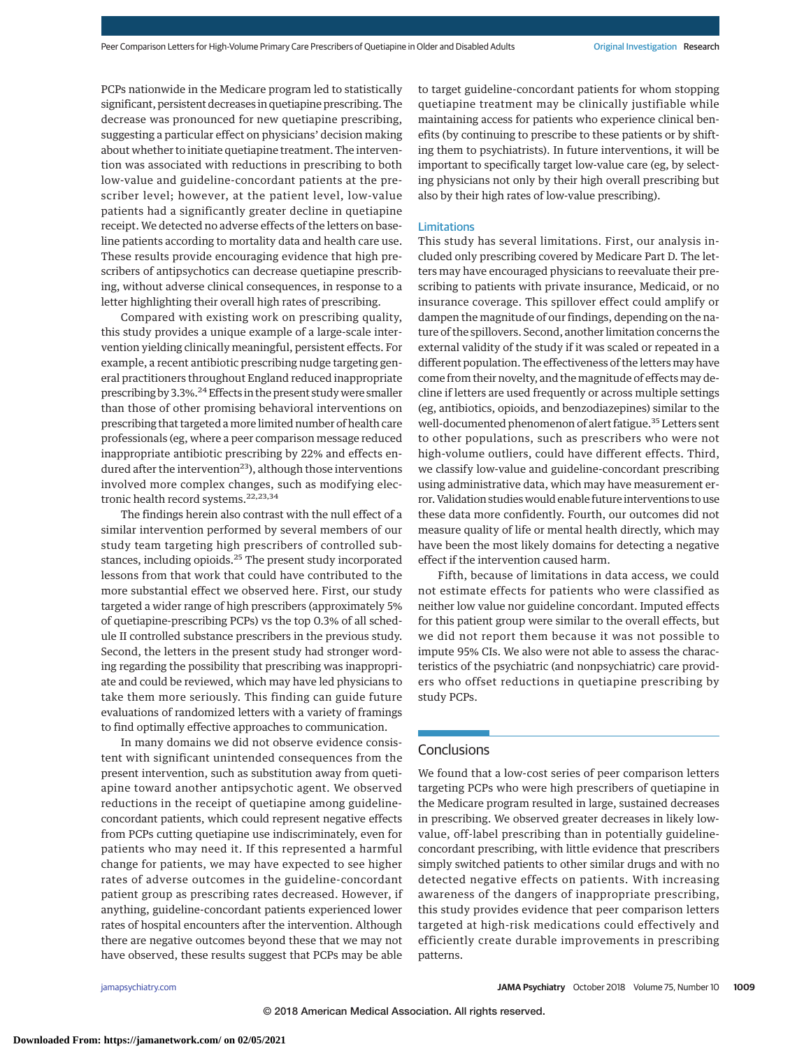PCPs nationwide in the Medicare program led to statistically significant, persistent decreases in quetiapine prescribing. The decrease was pronounced for new quetiapine prescribing, suggesting a particular effect on physicians' decision making about whether to initiate quetiapine treatment. The intervention was associated with reductions in prescribing to both low-value and guideline-concordant patients at the prescriber level; however, at the patient level, low-value patients had a significantly greater decline in quetiapine receipt. We detected no adverse effects of the letters on baseline patients according to mortality data and health care use. These results provide encouraging evidence that high prescribers of antipsychotics can decrease quetiapine prescribing, without adverse clinical consequences, in response to a letter highlighting their overall high rates of prescribing.

Compared with existing work on prescribing quality, this study provides a unique example of a large-scale intervention yielding clinically meaningful, persistent effects. For example, a recent antibiotic prescribing nudge targeting general practitioners throughout England reduced inappropriate prescribing by 3.3%.[24] Effects in the present study were smaller than those of other promising behavioral interventions on prescribing that targeted a more limited number of health care professionals (eg, where a peer comparison message reduced inappropriate antibiotic prescribing by 22% and effects endured after the intervention[23]), although those interventions involved more complex changes, such as modifying electronic health record systems.[22,23,34]

The findings herein also contrast with the null effect of a similar intervention performed by several members of our study team targeting high prescribers of controlled substances, including opioids.[25] The present study incorporated lessons from that work that could have contributed to the more substantial effect we observed here. First, our study targeted a wider range of high prescribers (approximately 5% of quetiapine-prescribing PCPs) vs the top 0.3% of all schedule II controlled substance prescribers in the previous study. Second, the letters in the present study had stronger wording regarding the possibility that prescribing was inappropriate and could be reviewed, which may have led physicians to take them more seriously. This finding can guide future evaluations of randomized letters with a variety of framings to find optimally effective approaches to communication.

In many domains we did not observe evidence consistent with significant unintended consequences from the present intervention, such as substitution away from quetiapine toward another antipsychotic agent. We observed reductions in the receipt of quetiapine among guideline-concordant patients, which could represent negative effects from PCPs cutting quetiapine use indiscriminately, even for patients who may need it. If this represented a harmful change for patients, we may have expected to see higher rates of adverse outcomes in the guideline-concordant patient group as prescribing rates decreased. However, if anything, guideline-concordant patients experienced lower rates of hospital encounters after the intervention. Although there are negative outcomes beyond these that we may not have observed, these results suggest that PCPs may be able to target guideline-concordant patients for whom stopping quetiapine treatment may be clinically justifiable while maintaining access for patients who experience clinical benefits (by continuing to prescribe to these patients or by shifting them to psychiatrists). In future interventions, it will be important to specifically target low-value care (eg, by selecting physicians not only by their high overall prescribing but also by their high rates of low-value prescribing).

### Limitations

This study has several limitations. First, our analysis included only prescribing covered by Medicare Part D. The letters may have encouraged physicians to reevaluate their prescribing to patients with private insurance, Medicaid, or no insurance coverage. This spillover effect could amplify or dampen the magnitude of our findings, depending on the nature of the spillovers. Second, another limitation concerns the external validity of the study if it was scaled or repeated in a different population. The effectiveness of the letters may have come from their novelty, and the magnitude of effects may decline if letters are used frequently or across multiple settings (eg, antibiotics, opioids, and benzodiazepines) similar to the well-documented phenomenon of alert fatigue.[35] Letters sent to other populations, such as prescribers who were not high-volume outliers, could have different effects. Third, we classify low-value and guideline-concordant prescribing using administrative data, which may have measurement error. Validation studies would enable future interventions to use these data more confidently. Fourth, our outcomes did not measure quality of life or mental health directly, which may have been the most likely domains for detecting a negative effect if the intervention caused harm.

Fifth, because of limitations in data access, we could not estimate effects for patients who were classified as neither low value nor guideline concordant. Imputed effects for this patient group were similar to the overall effects, but we did not report them because it was not possible to impute 95% CIs. We also were not able to assess the characteristics of the psychiatric (and nonpsychiatric) care providers who offset reductions in quetiapine prescribing by study PCPs.

## Conclusions

We found that a low-cost series of peer comparison letters targeting PCPs who were high prescribers of quetiapine in the Medicare program resulted in large, sustained decreases in prescribing. We observed greater decreases in likely low-value, off-label prescribing than in potentially guideline-concordant prescribing, with little evidence that prescribers simply switched patients to other similar drugs and with no detected negative effects on patients. With increasing awareness of the dangers of inappropriate prescribing, this study provides evidence that peer comparison letters targeted at high-risk medications could effectively and efficiently create durable improvements in prescribing patterns.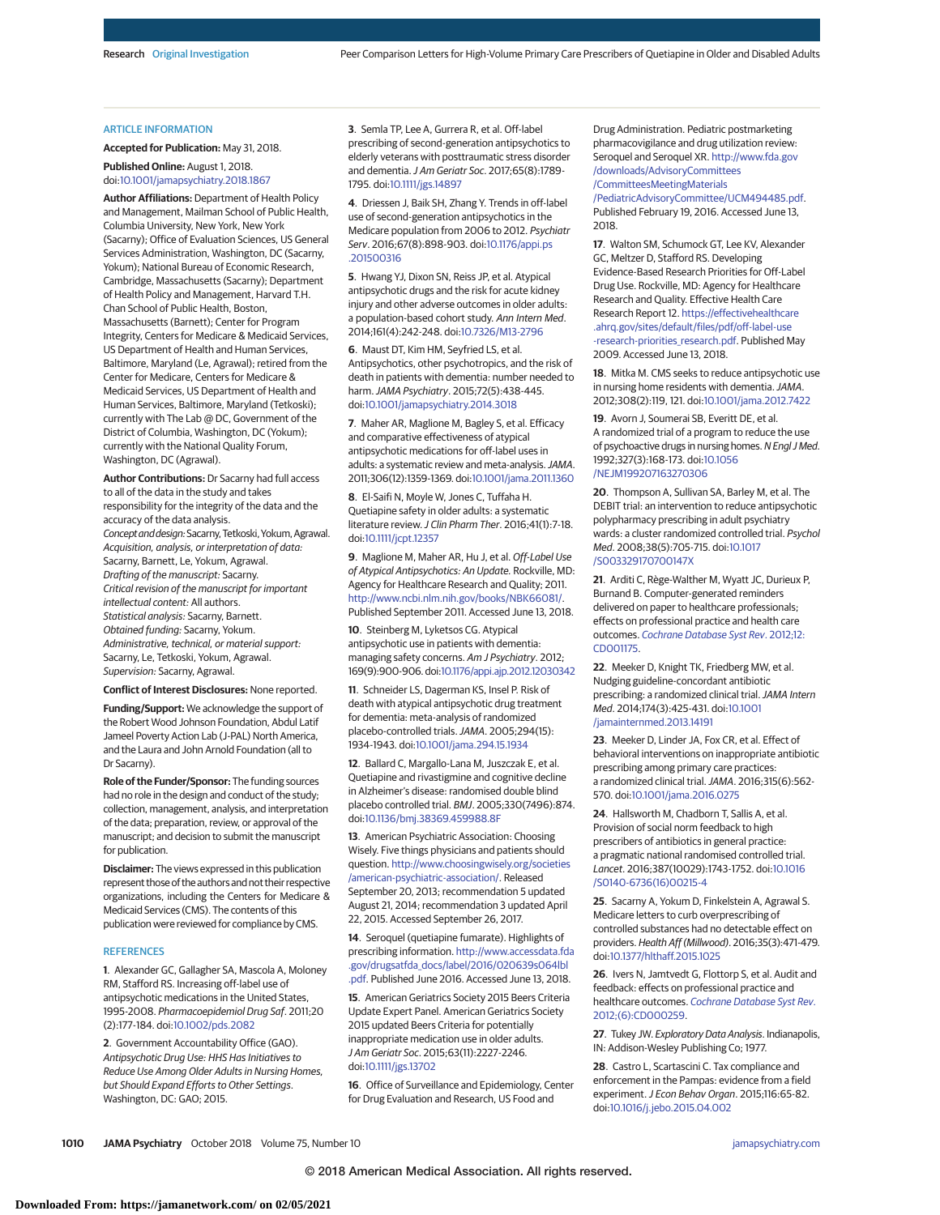## ARTICLE INFORMATION

**Accepted for Publication:** May 31, 2018.

**Published Online:** August 1, 2018. doi:10.1001/jamapsychiatry.2018.1867

**Author Affiliations:** Department of Health Policy and Management, Mailman School of Public Health, Columbia University, New York, New York (Sacarny); Office of Evaluation Sciences, US General Services Administration, Washington, DC (Sacarny, Yokum); National Bureau of Economic Research, Cambridge, Massachusetts (Sacarny); Department of Health Policy and Management, Harvard T.H. Chan School of Public Health, Boston, Massachusetts (Barnett); Center for Program Integrity, Centers for Medicare & Medicaid Services, US Department of Health and Human Services, Baltimore, Maryland (Le, Agrawal); retired from the Center for Medicare, Centers for Medicare & Medicaid Services, US Department of Health and Human Services, Baltimore, Maryland (Tetkoski); currently with The Lab @ DC, Government of the District of Columbia, Washington, DC (Yokum); currently with the National Quality Forum, Washington, DC (Agrawal).

**Author Contributions:** Dr Sacarny had full access to all of the data in the study and takes responsibility for the integrity of the data and the accuracy of the data analysis.
*Concept and design:* Sacarny, Tetkoski, Yokum, Agrawal.
*Acquisition, analysis, or interpretation of data:* Sacarny, Barnett, Le, Yokum, Agrawal.
*Drafting of the manuscript:* Sacarny.
*Critical revision of the manuscript for important intellectual content:* All authors.
*Statistical analysis:* Sacarny, Barnett.
*Obtained funding:* Sacarny, Yokum.
*Administrative, technical, or material support:* Sacarny, Le, Tetkoski, Yokum, Agrawal.
*Supervision:* Sacarny, Agrawal.

**Conflict of Interest Disclosures:** None reported.

**Funding/Support:** We acknowledge the support of the Robert Wood Johnson Foundation, Abdul Latif Jameel Poverty Action Lab (J-PAL) North America, and the Laura and John Arnold Foundation (all to Dr Sacarny).

**Role of the Funder/Sponsor:** The funding sources had no role in the design and conduct of the study; collection, management, analysis, and interpretation of the data; preparation, review, or approval of the manuscript; and decision to submit the manuscript for publication.

**Disclaimer:** The views expressed in this publication represent those of the authors and not their respective organizations, including the Centers for Medicare & Medicaid Services (CMS). The contents of this publication were reviewed for compliance by CMS.

## REFERENCES

1. Alexander GC, Gallagher SA, Mascola A, Moloney RM, Stafford RS. Increasing off-label use of antipsychotic medications in the United States, 1995-2008. *Pharmacoepidemiol Drug Saf*. 2011;20(2):177-184. doi:10.1002/pds.2082

2. Government Accountability Office (GAO). *Antipsychotic Drug Use: HHS Has Initiatives to Reduce Use Among Older Adults in Nursing Homes, but Should Expand Efforts to Other Settings*. Washington, DC: GAO; 2015.

3. Semla TP, Lee A, Gurrera R, et al. Off-label prescribing of second-generation antipsychotics to elderly veterans with posttraumatic stress disorder and dementia. *J Am Geriatr Soc*. 2017;65(8):1789-1795. doi:10.1111/jgs.14897

4. Driessen J, Baik SH, Zhang Y. Trends in off-label use of second-generation antipsychotics in the Medicare population from 2006 to 2012. *Psychiatr Serv*. 2016;67(8):898-903. doi:10.1176/appi.ps.201500316

5. Hwang YJ, Dixon SN, Reiss JP, et al. Atypical antipsychotic drugs and the risk for acute kidney injury and other adverse outcomes in older adults: a population-based cohort study. *Ann Intern Med*. 2014;161(4):242-248. doi:10.7326/M13-2796

6. Maust DT, Kim HM, Seyfried LS, et al. Antipsychotics, other psychotropics, and the risk of death in patients with dementia: number needed to harm. *JAMA Psychiatry*. 2015;72(5):438-445. doi:10.1001/jamapsychiatry.2014.3018

7. Maher AR, Maglione M, Bagley S, et al. Efficacy and comparative effectiveness of atypical antipsychotic medications for off-label uses in adults: a systematic review and meta-analysis. *JAMA*. 2011;306(12):1359-1369. doi:10.1001/jama.2011.1360

8. El-Saifi N, Moyle W, Jones C, Tuffaha H. Quetiapine safety in older adults: a systematic literature review. *J Clin Pharm Ther*. 2016;41(1):7-18. doi:10.1111/jcpt.12357

9. Maglione M, Maher AR, Hu J, et al. *Off-Label Use of Atypical Antipsychotics: An Update*. Rockville, MD: Agency for Healthcare Research and Quality; 2011. http://www.ncbi.nlm.nih.gov/books/NBK66081/. Published September 2011. Accessed June 13, 2018.

10. Steinberg M, Lyketsos CG. Atypical antipsychotic use in patients with dementia: managing safety concerns. *Am J Psychiatry*. 2012;169(9):900-906. doi:10.1176/appi.ajp.2012.12030342

11. Schneider LS, Dagerman KS, Insel P. Risk of death with atypical antipsychotic drug treatment for dementia: meta-analysis of randomized placebo-controlled trials. *JAMA*. 2005;294(15):1934-1943. doi:10.1001/jama.294.15.1934

12. Ballard C, Margallo-Lana M, Juszczak E, et al. Quetiapine and rivastigmine and cognitive decline in Alzheimer's disease: randomised double blind placebo controlled trial. *BMJ*. 2005;330(7496):874. doi:10.1136/bmj.38369.459988.8F

13. American Psychiatric Association: Choosing Wisely. Five things physicians and patients should question. http://www.choosingwisely.org/societies/american-psychiatric-association/. Released September 20, 2013; recommendation 5 updated August 21, 2014; recommendation 3 updated April 22, 2015. Accessed September 26, 2017.

14. Seroquel (quetiapine fumarate). Highlights of prescribing information. http://www.accessdata.fda.gov/drugsatfda_docs/label/2016/020639s064lbl.pdf. Published June 2016. Accessed June 13, 2018.

15. American Geriatrics Society 2015 Beers Criteria Update Expert Panel. American Geriatrics Society 2015 updated Beers Criteria for potentially inappropriate medication use in older adults. *J Am Geriatr Soc*. 2015;63(11):2227-2246. doi:10.1111/jgs.13702

16. Office of Surveillance and Epidemiology, Center for Drug Evaluation and Research, US Food and Drug Administration. Pediatric postmarketing pharmacovigilance and drug utilization review: Seroquel and Seroquel XR. http://www.fda.gov/downloads/AdvisoryCommittees/CommitteesMeetingMaterials/PediatricAdvisoryCommittee/UCM494485.pdf. Published February 19, 2016. Accessed June 13, 2018.

17. Walton SM, Schumock GT, Lee KV, Alexander GC, Meltzer D, Stafford RS. Developing Evidence-Based Research Priorities for Off-Label Drug Use. Rockville, MD: Agency for Healthcare Research and Quality. Effective Health Care Research Report 12. https://effectivehealthcare.ahrq.gov/sites/default/files/pdf/off-label-use-research-priorities_research.pdf. Published May 2009. Accessed June 13, 2018.

18. Mitka M. CMS seeks to reduce antipsychotic use in nursing home residents with dementia. *JAMA*. 2012;308(2):119, 121. doi:10.1001/jama.2012.7422

19. Avorn J, Soumerai SB, Everitt DE, et al. A randomized trial of a program to reduce the use of psychoactive drugs in nursing homes. *N Engl J Med*. 1992;327(3):168-173. doi:10.1056/NEJM199207163270306

20. Thompson A, Sullivan SA, Barley M, et al. The DEBIT trial: an intervention to reduce antipsychotic polypharmacy prescribing in adult psychiatry wards: a cluster randomized controlled trial. *Psychol Med*. 2008;38(5):705-715. doi:10.1017/S003329170700147X

21. Arditi C, Rège-Walther M, Wyatt JC, Durieux P, Burnand B. Computer-generated reminders delivered on paper to healthcare professionals; effects on professional practice and health care outcomes. *Cochrane Database Syst Rev*. 2012;12:CD001175.

22. Meeker D, Knight TK, Friedberg MW, et al. Nudging guideline-concordant antibiotic prescribing: a randomized clinical trial. *JAMA Intern Med*. 2014;174(3):425-431. doi:10.1001/jamainternmed.2013.14191

23. Meeker D, Linder JA, Fox CR, et al. Effect of behavioral interventions on inappropriate antibiotic prescribing among primary care practices: a randomized clinical trial. *JAMA*. 2016;315(6):562-570. doi:10.1001/jama.2016.0275

24. Hallsworth M, Chadborn T, Sallis A, et al. Provision of social norm feedback to high prescribers of antibiotics in general practice: a pragmatic national randomised controlled trial. *Lancet*. 2016;387(10029):1743-1752. doi:10.1016/S0140-6736(16)00215-4

25. Sacarny A, Yokum D, Finkelstein A, Agrawal S. Medicare letters to curb overprescribing of controlled substances had no detectable effect on providers. *Health Aff (Millwood)*. 2016;35(3):471-479. doi:10.1377/hlthaff.2015.1025

26. Ivers N, Jamtvedt G, Flottorp S, et al. Audit and feedback: effects on professional practice and healthcare outcomes. *Cochrane Database Syst Rev*. 2012;(6):CD000259.

27. Tukey JW. *Exploratory Data Analysis*. Indianapolis, IN: Addison-Wesley Publishing Co; 1977.

28. Castro L, Scartascini C. Tax compliance and enforcement in the Pampas: evidence from a field experiment. *J Econ Behav Organ*. 2015;116:65-82. doi:10.1016/j.jebo.2015.04.002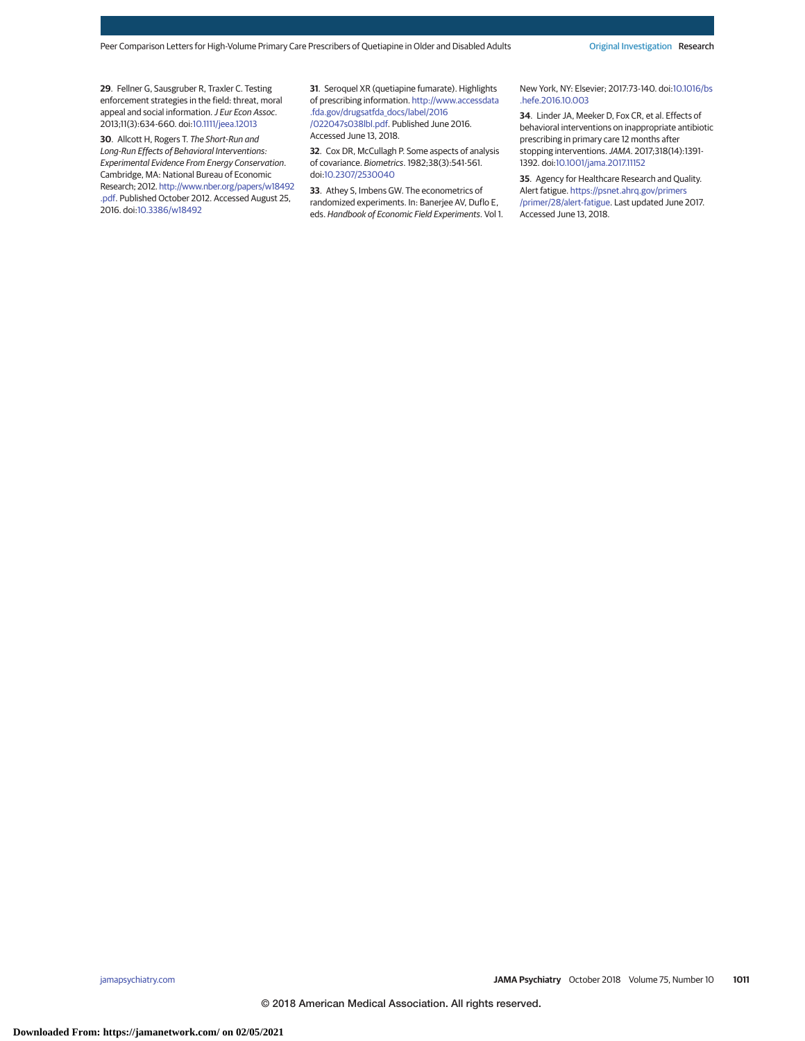**29**. Fellner G, Sausgruber R, Traxler C. Testing enforcement strategies in the field: threat, moral appeal and social information. *J Eur Econ Assoc*. 2013;11(3):634-660. doi:10.1111/jeea.12013

**30**. Allcott H, Rogers T. *The Short-Run and Long-Run Effects of Behavioral Interventions: Experimental Evidence From Energy Conservation*. Cambridge, MA: National Bureau of Economic Research; 2012. http://www.nber.org/papers/w18492.pdf. Published October 2012. Accessed August 25, 2016. doi:10.3386/w18492

**31**. Seroquel XR (quetiapine fumarate). Highlights of prescribing information. http://www.accessdata.fda.gov/drugsatfda_docs/label/2016/022047s038lbl.pdf. Published June 2016. Accessed June 13, 2018.

**32**. Cox DR, McCullagh P. Some aspects of analysis of covariance. *Biometrics*. 1982;38(3):541-561. doi:10.2307/2530040

**33**. Athey S, Imbens GW. The econometrics of randomized experiments. In: Banerjee AV, Duflo E, eds. *Handbook of Economic Field Experiments*. Vol 1. New York, NY: Elsevier; 2017:73-140. doi:10.1016/bs.hefe.2016.10.003

**34**. Linder JA, Meeker D, Fox CR, et al. Effects of behavioral interventions on inappropriate antibiotic prescribing in primary care 12 months after stopping interventions. *JAMA*. 2017;318(14):1391-1392. doi:10.1001/jama.2017.11152

**35**. Agency for Healthcare Research and Quality. Alert fatigue. https://psnet.ahrq.gov/primers/primer/28/alert-fatigue. Last updated June 2017. Accessed June 13, 2018.